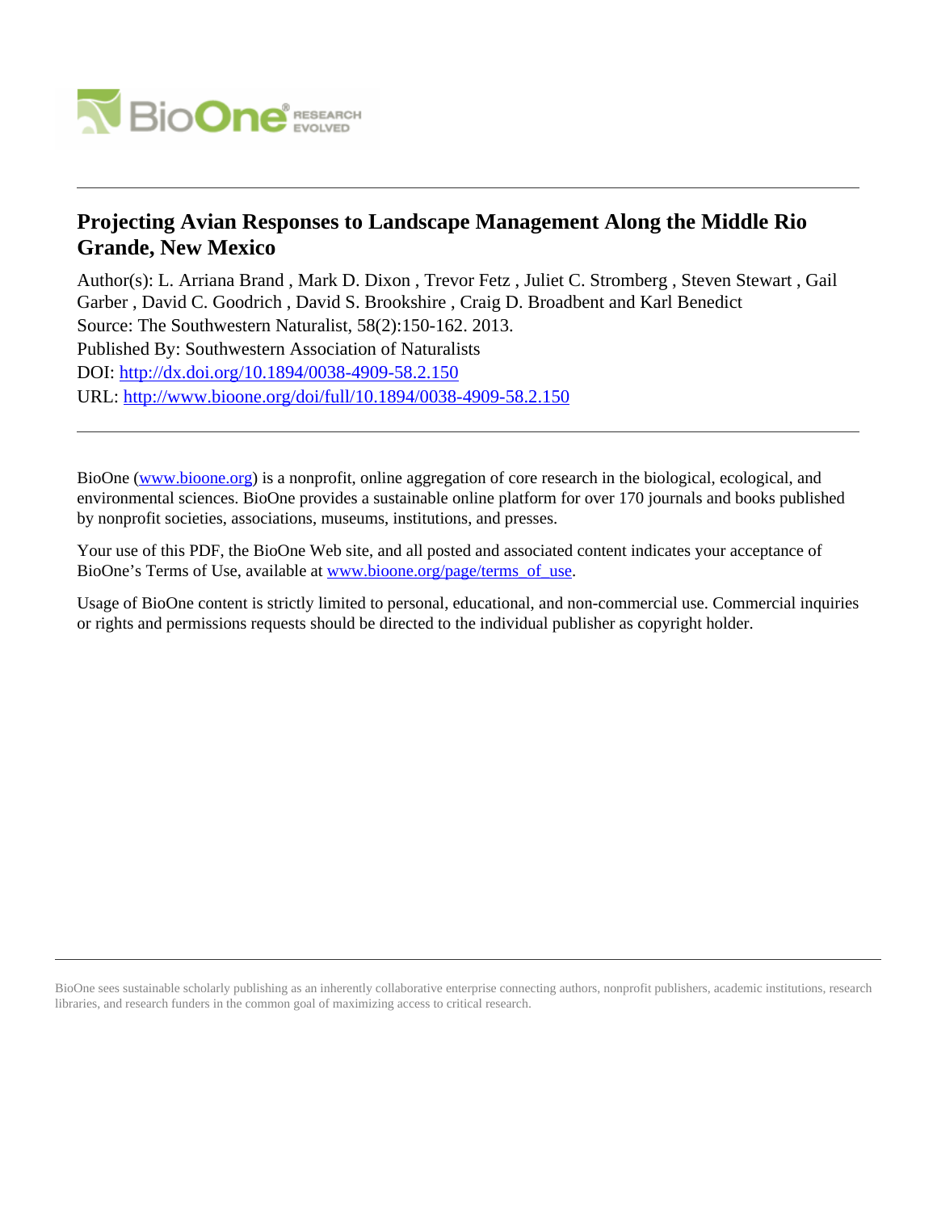# Projecting Avian Responses to Landscape Management Along the Middle Rio Grande, New Mexico

Author(s): L. Arriana Brand , Mark D. Dixon , Trevor Fetz , Juliet C. Stromberg , Steven Stewart , Gail Garber , David C. Goodrich , David S. Brookshire , Craig D. Broadbent and Karl Benedict

Source: The Southwestern Naturalist, 58(2):150-162. 2013.

Published By: Southwestern Association of Naturalists

DOI: http://dx.doi.org/10.1894/0038-4909-58.2.150

URL: http://www.bioone.org/doi/full/10.1894/0038-4909-58.2.150

BioOne (www.bioone.org) is a nonprofit, online aggregation of core research in the biological, ecological, and environmental sciences. BioOne provides a sustainable online platform for over 170 journals and books published by nonprofit societies, associations, museums, institutions, and presses.

Your use of this PDF, the BioOne Web site, and all posted and associated content indicates your acceptance of BioOne's Terms of Use, available at www.bioone.org/page/terms_of_use.

Usage of BioOne content is strictly limited to personal, educational, and non-commercial use. Commercial inquiries or rights and permissions requests should be directed to the individual publisher as copyright holder.

BioOne sees sustainable scholarly publishing as an inherently collaborative enterprise connecting authors, nonprofit publishers, academic institutions, research libraries, and research funders in the common goal of maximizing access to critical research.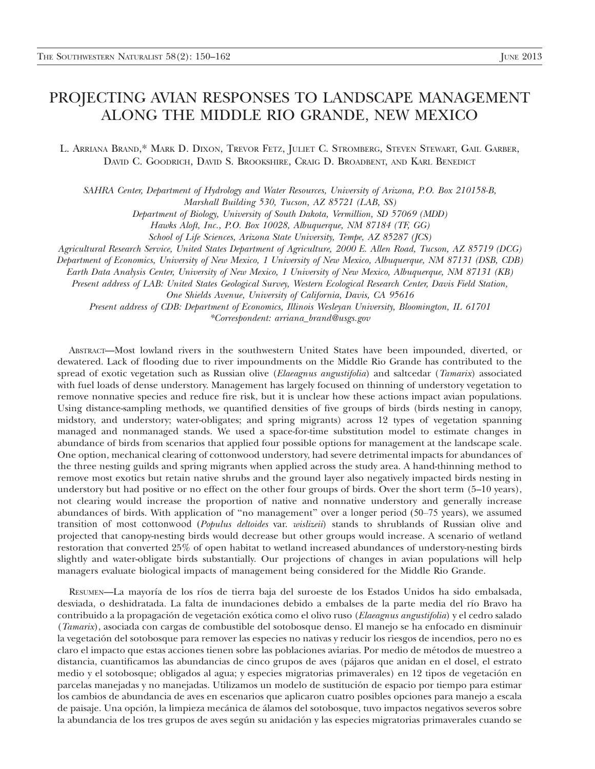# PROJECTING AVIAN RESPONSES TO LANDSCAPE MANAGEMENT ALONG THE MIDDLE RIO GRANDE, NEW MEXICO

L. Arriana Brand,* Mark D. Dixon, Trevor Fetz, Juliet C. Stromberg, Steven Stewart, Gail Garber, David C. Goodrich, David S. Brookshire, Craig D. Broadbent, and Karl Benedict

*SAHRA Center, Department of Hydrology and Water Resources, University of Arizona, P.O. Box 210158-B, Marshall Building 530, Tucson, AZ 85721 (LAB, SS)*
*Department of Biology, University of South Dakota, Vermillion, SD 57069 (MDD)*
*Hawks Aloft, Inc., P.O. Box 10028, Albuquerque, NM 87184 (TF, GG)*
*School of Life Sciences, Arizona State University, Tempe, AZ 85287 (JCS)*
*Agricultural Research Service, United States Department of Agriculture, 2000 E. Allen Road, Tucson, AZ 85719 (DCG)*
*Department of Economics, University of New Mexico, 1 University of New Mexico, Albuquerque, NM 87131 (DSB, CDB)*
*Earth Data Analysis Center, University of New Mexico, 1 University of New Mexico, Albuquerque, NM 87131 (KB)*
*Present address of LAB: United States Geological Survey, Western Ecological Research Center, Davis Field Station, One Shields Avenue, University of California, Davis, CA 95616*
*Present address of CDB: Department of Economics, Illinois Wesleyan University, Bloomington, IL 61701*
*\*Correspondent: arriana_brand@usgs.gov*

Abstract—Most lowland rivers in the southwestern United States have been impounded, diverted, or dewatered. Lack of flooding due to river impoundments on the Middle Rio Grande has contributed to the spread of exotic vegetation such as Russian olive (*Elaeagnus angustifolia*) and saltcedar (*Tamarix*) associated with fuel loads of dense understory. Management has largely focused on thinning of understory vegetation to remove nonnative species and reduce fire risk, but it is unclear how these actions impact avian populations. Using distance-sampling methods, we quantified densities of five groups of birds (birds nesting in canopy, midstory, and understory; water-obligates; and spring migrants) across 12 types of vegetation spanning managed and nonmanaged stands. We used a space-for-time substitution model to estimate changes in abundance of birds from scenarios that applied four possible options for management at the landscape scale. One option, mechanical clearing of cottonwood understory, had severe detrimental impacts for abundances of the three nesting guilds and spring migrants when applied across the study area. A hand-thinning method to remove most exotics but retain native shrubs and the ground layer also negatively impacted birds nesting in understory but had positive or no effect on the other four groups of birds. Over the short term (5–10 years), not clearing would increase the proportion of native and nonnative understory and generally increase abundances of birds. With application of "no management" over a longer period (50–75 years), we assumed transition of most cottonwood (*Populus deltoides* var. *wislizeii*) stands to shrublands of Russian olive and projected that canopy-nesting birds would decrease but other groups would increase. A scenario of wetland restoration that converted 25% of open habitat to wetland increased abundances of understory-nesting birds slightly and water-obligate birds substantially. Our projections of changes in avian populations will help managers evaluate biological impacts of management being considered for the Middle Rio Grande.

Resumen—La mayoría de los ríos de tierra baja del suroeste de los Estados Unidos ha sido embalsada, desviada, o deshidratada. La falta de inundaciones debido a embalses de la parte media del río Bravo ha contribuido a la propagación de vegetación exótica como el olivo ruso (*Elaeagnus angustifolia*) y el cedro salado (*Tamarix*), asociada con cargas de combustible del sotobosque denso. El manejo se ha enfocado en disminuir la vegetación del sotobosque para remover las especies no nativas y reducir los riesgos de incendios, pero no es claro el impacto que estas acciones tienen sobre las poblaciones aviarias. Por medio de métodos de muestreo a distancia, cuantificamos las abundancias de cinco grupos de aves (pájaros que anidan en el dosel, el estrato medio y el sotobosque; obligados al agua; y especies migratorias primaverales) en 12 tipos de vegetación en parcelas manejadas y no manejadas. Utilizamos un modelo de sustitución de espacio por tiempo para estimar los cambios de abundancia de aves en escenarios que aplicaron cuatro posibles opciones para manejo a escala de paisaje. Una opción, la limpieza mecánica de álamos del sotobosque, tuvo impactos negativos severos sobre la abundancia de los tres grupos de aves según su anidación y las especies migratorias primaverales cuando se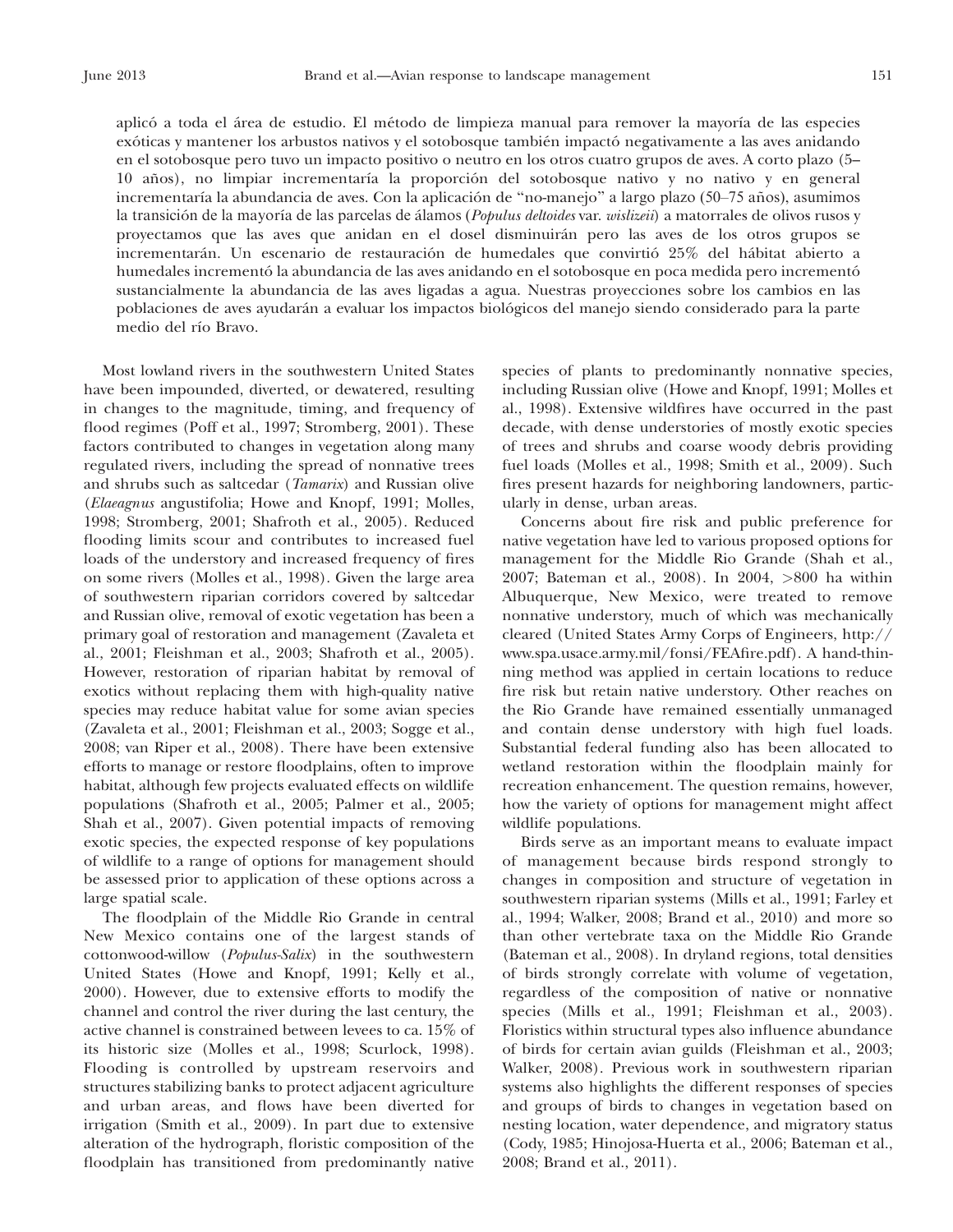aplicó a toda el área de estudio. El método de limpieza manual para remover la mayoría de las especies exóticas y mantener los arbustos nativos y el sotobosque también impactó negativamente a las aves anidando en el sotobosque pero tuvo un impacto positivo o neutro en los otros cuatro grupos de aves. A corto plazo (5–10 años), no limpiar incrementaría la proporción del sotobosque nativo y no nativo y en general incrementaría la abundancia de aves. Con la aplicación de "no-manejo" a largo plazo (50–75 años), asumimos la transición de la mayoría de las parcelas de álamos (*Populus deltoides* var. *wislizeii*) a matorrales de olivos rusos y proyectamos que las aves que anidan en el dosel disminuirán pero las aves de los otros grupos se incrementarán. Un escenario de restauración de humedales que convirtió 25% del hábitat abierto a humedales incrementó la abundancia de las aves anidando en el sotobosque en poca medida pero incrementó sustancialmente la abundancia de las aves ligadas a agua. Nuestras proyecciones sobre los cambios en las poblaciones de aves ayudarán a evaluar los impactos biológicos del manejo siendo considerado para la parte medio del río Bravo.

Most lowland rivers in the southwestern United States have been impounded, diverted, or dewatered, resulting in changes to the magnitude, timing, and frequency of flood regimes (Poff et al., 1997; Stromberg, 2001). These factors contributed to changes in vegetation along many regulated rivers, including the spread of nonnative trees and shrubs such as saltcedar (*Tamarix*) and Russian olive (*Elaeagnus* angustifolia; Howe and Knopf, 1991; Molles, 1998; Stromberg, 2001; Shafroth et al., 2005). Reduced flooding limits scour and contributes to increased fuel loads of the understory and increased frequency of fires on some rivers (Molles et al., 1998). Given the large area of southwestern riparian corridors covered by saltcedar and Russian olive, removal of exotic vegetation has been a primary goal of restoration and management (Zavaleta et al., 2001; Fleishman et al., 2003; Shafroth et al., 2005). However, restoration of riparian habitat by removal of exotics without replacing them with high-quality native species may reduce habitat value for some avian species (Zavaleta et al., 2001; Fleishman et al., 2003; Sogge et al., 2008; van Riper et al., 2008). There have been extensive efforts to manage or restore floodplains, often to improve habitat, although few projects evaluated effects on wildlife populations (Shafroth et al., 2005; Palmer et al., 2005; Shah et al., 2007). Given potential impacts of removing exotic species, the expected response of key populations of wildlife to a range of options for management should be assessed prior to application of these options across a large spatial scale.

The floodplain of the Middle Rio Grande in central New Mexico contains one of the largest stands of cottonwood-willow (*Populus-Salix*) in the southwestern United States (Howe and Knopf, 1991; Kelly et al., 2000). However, due to extensive efforts to modify the channel and control the river during the last century, the active channel is constrained between levees to ca. 15% of its historic size (Molles et al., 1998; Scurlock, 1998). Flooding is controlled by upstream reservoirs and structures stabilizing banks to protect adjacent agriculture and urban areas, and flows have been diverted for irrigation (Smith et al., 2009). In part due to extensive alteration of the hydrograph, floristic composition of the floodplain has transitioned from predominantly native species of plants to predominantly nonnative species, including Russian olive (Howe and Knopf, 1991; Molles et al., 1998). Extensive wildfires have occurred in the past decade, with dense understories of mostly exotic species of trees and shrubs and coarse woody debris providing fuel loads (Molles et al., 1998; Smith et al., 2009). Such fires present hazards for neighboring landowners, particularly in dense, urban areas.

Concerns about fire risk and public preference for native vegetation have led to various proposed options for management for the Middle Rio Grande (Shah et al., 2007; Bateman et al., 2008). In 2004, >800 ha within Albuquerque, New Mexico, were treated to remove nonnative understory, much of which was mechanically cleared (United States Army Corps of Engineers, http://www.spa.usace.army.mil/fonsi/FEAfire.pdf). A hand-thinning method was applied in certain locations to reduce fire risk but retain native understory. Other reaches on the Rio Grande have remained essentially unmanaged and contain dense understory with high fuel loads. Substantial federal funding also has been allocated to wetland restoration within the floodplain mainly for recreation enhancement. The question remains, however, how the variety of options for management might affect wildlife populations.

Birds serve as an important means to evaluate impact of management because birds respond strongly to changes in composition and structure of vegetation in southwestern riparian systems (Mills et al., 1991; Farley et al., 1994; Walker, 2008; Brand et al., 2010) and more so than other vertebrate taxa on the Middle Rio Grande (Bateman et al., 2008). In dryland regions, total densities of birds strongly correlate with volume of vegetation, regardless of the composition of native or nonnative species (Mills et al., 1991; Fleishman et al., 2003). Floristics within structural types also influence abundance of birds for certain avian guilds (Fleishman et al., 2003; Walker, 2008). Previous work in southwestern riparian systems also highlights the different responses of species and groups of birds to changes in vegetation based on nesting location, water dependence, and migratory status (Cody, 1985; Hinojosa-Huerta et al., 2006; Bateman et al., 2008; Brand et al., 2011).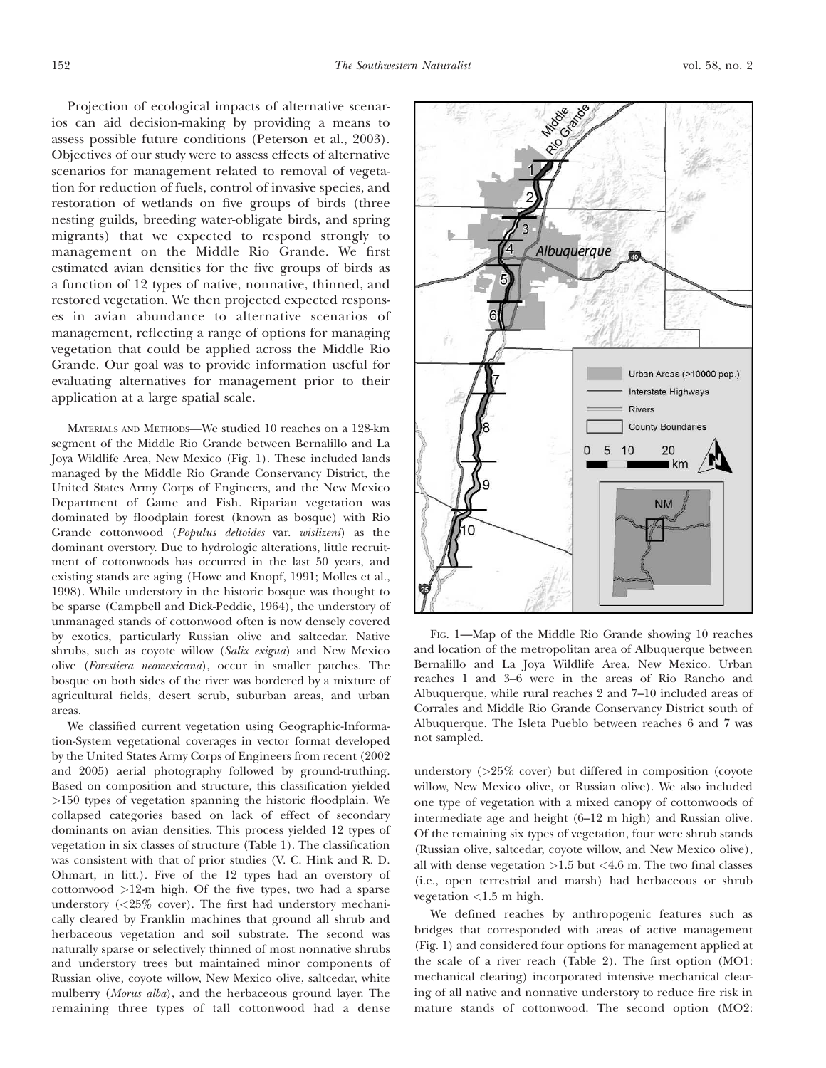Projection of ecological impacts of alternative scenarios can aid decision-making by providing a means to assess possible future conditions (Peterson et al., 2003). Objectives of our study were to assess effects of alternative scenarios for management related to removal of vegetation for reduction of fuels, control of invasive species, and restoration of wetlands on five groups of birds (three nesting guilds, breeding water-obligate birds, and spring migrants) that we expected to respond strongly to management on the Middle Rio Grande. We first estimated avian densities for the five groups of birds as a function of 12 types of native, nonnative, thinned, and restored vegetation. We then projected expected responses in avian abundance to alternative scenarios of management, reflecting a range of options for managing vegetation that could be applied across the Middle Rio Grande. Our goal was to provide information useful for evaluating alternatives for management prior to their application at a large spatial scale.

MATERIALS AND METHODS—We studied 10 reaches on a 128-km segment of the Middle Rio Grande between Bernalillo and La Joya Wildlife Area, New Mexico (Fig. 1). These included lands managed by the Middle Rio Grande Conservancy District, the United States Army Corps of Engineers, and the New Mexico Department of Game and Fish. Riparian vegetation was dominated by floodplain forest (known as bosque) with Rio Grande cottonwood (*Populus deltoides* var. *wislizeni*) as the dominant overstory. Due to hydrologic alterations, little recruitment of cottonwoods has occurred in the last 50 years, and existing stands are aging (Howe and Knopf, 1991; Molles et al., 1998). While understory in the historic bosque was thought to be sparse (Campbell and Dick-Peddie, 1964), the understory of unmanaged stands of cottonwood often is now densely covered by exotics, particularly Russian olive and saltcedar. Native shrubs, such as coyote willow (*Salix exigua*) and New Mexico olive (*Forestiera neomexicana*), occur in smaller patches. The bosque on both sides of the river was bordered by a mixture of agricultural fields, desert scrub, suburban areas, and urban areas.

We classified current vegetation using Geographic-Information-System vegetational coverages in vector format developed by the United States Army Corps of Engineers from recent (2002 and 2005) aerial photography followed by ground-truthing. Based on composition and structure, this classification yielded >150 types of vegetation spanning the historic floodplain. We collapsed categories based on lack of effect of secondary dominants on avian densities. This process yielded 12 types of vegetation in six classes of structure (Table 1). The classification was consistent with that of prior studies (V. C. Hink and R. D. Ohmart, in litt.). Five of the 12 types had an overstory of cottonwood >12-m high. Of the five types, two had a sparse understory (<25% cover). The first had understory mechanically cleared by Franklin machines that ground all shrub and herbaceous vegetation and soil substrate. The second was naturally sparse or selectively thinned of most nonnative shrubs and understory trees but maintained minor components of Russian olive, coyote willow, New Mexico olive, saltcedar, white mulberry (*Morus alba*), and the herbaceous ground layer. The remaining three types of tall cottonwood had a dense understory (>25% cover) but differed in composition (coyote willow, New Mexico olive, or Russian olive). We also included one type of vegetation with a mixed canopy of cottonwoods of intermediate age and height (6–12 m high) and Russian olive. Of the remaining six types of vegetation, four were shrub stands (Russian olive, saltcedar, coyote willow, and New Mexico olive), all with dense vegetation >1.5 but <4.6 m. The two final classes (i.e., open terrestrial and marsh) had herbaceous or shrub vegetation <1.5 m high.

FIG. 1—Map of the Middle Rio Grande showing 10 reaches and location of the metropolitan area of Albuquerque between Bernalillo and La Joya Wildlife Area, New Mexico. Urban reaches 1 and 3–6 were in the areas of Rio Rancho and Albuquerque, while rural reaches 2 and 7–10 included areas of Corrales and Middle Rio Grande Conservancy District south of Albuquerque. The Isleta Pueblo between reaches 6 and 7 was not sampled.

We defined reaches by anthropogenic features such as bridges that corresponded with areas of active management (Fig. 1) and considered four options for management applied at the scale of a river reach (Table 2). The first option (MO1: mechanical clearing) incorporated intensive mechanical clearing of all native and nonnative understory to reduce fire risk in mature stands of cottonwood. The second option (MO2: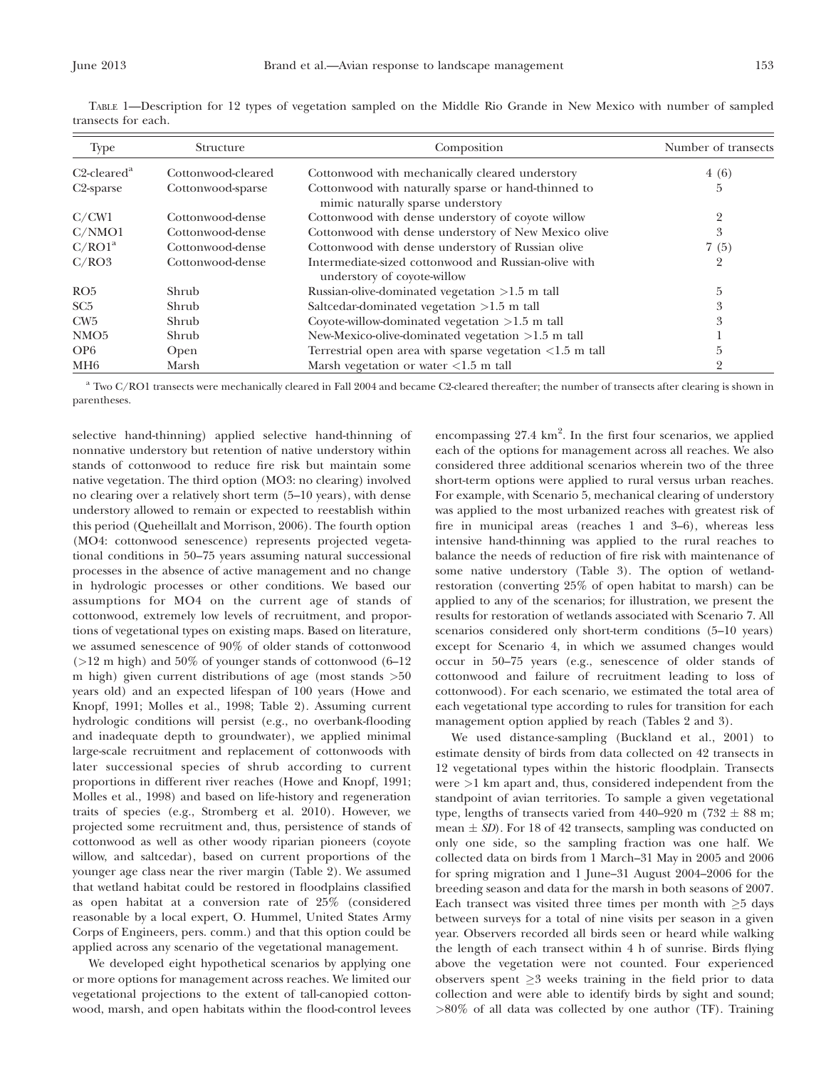TABLE 1—Description for 12 types of vegetation sampled on the Middle Rio Grande in New Mexico with number of sampled transects for each.

| Type | Structure | Composition | Number of transects |
|---|---|---|---|
| C2-cleared[a] | Cottonwood-cleared | Cottonwood with mechanically cleared understory | 4 (6) |
| C2-sparse | Cottonwood-sparse | Cottonwood with naturally sparse or hand-thinned to mimic naturally sparse understory | 5 |
| C/CW1 | Cottonwood-dense | Cottonwood with dense understory of coyote willow | 2 |
| C/NMO1 | Cottonwood-dense | Cottonwood with dense understory of New Mexico olive | 3 |
| C/RO1[a] | Cottonwood-dense | Cottonwood with dense understory of Russian olive | 7 (5) |
| C/RO3 | Cottonwood-dense | Intermediate-sized cottonwood and Russian-olive with understory of coyote-willow | 2 |
| RO5 | Shrub | Russian-olive-dominated vegetation >1.5 m tall | 5 |
| SC5 | Shrub | Saltcedar-dominated vegetation >1.5 m tall | 3 |
| CW5 | Shrub | Coyote-willow-dominated vegetation >1.5 m tall | 3 |
| NMO5 | Shrub | New-Mexico-olive-dominated vegetation >1.5 m tall | 1 |
| OP6 | Open | Terrestrial open area with sparse vegetation <1.5 m tall | 5 |
| MH6 | Marsh | Marsh vegetation or water <1.5 m tall | 2 |

[a] Two C/RO1 transects were mechanically cleared in Fall 2004 and became C2-cleared thereafter; the number of transects after clearing is shown in parentheses.

selective hand-thinning) applied selective hand-thinning of nonnative understory but retention of native understory within stands of cottonwood to reduce fire risk but maintain some native vegetation. The third option (MO3: no clearing) involved no clearing over a relatively short term (5–10 years), with dense understory allowed to remain or expected to reestablish within this period (Queheillalt and Morrison, 2006). The fourth option (MO4: cottonwood senescence) represents projected vegetational conditions in 50–75 years assuming natural successional processes in the absence of active management and no change in hydrologic processes or other conditions. We based our assumptions for MO4 on the current age of stands of cottonwood, extremely low levels of recruitment, and proportions of vegetational types on existing maps. Based on literature, we assumed senescence of 90% of older stands of cottonwood (>12 m high) and 50% of younger stands of cottonwood (6–12 m high) given current distributions of age (most stands >50 years old) and an expected lifespan of 100 years (Howe and Knopf, 1991; Molles et al., 1998; Table 2). Assuming current hydrologic conditions will persist (e.g., no overbank-flooding and inadequate depth to groundwater), we applied minimal large-scale recruitment and replacement of cottonwoods with later successional species of shrub according to current proportions in different river reaches (Howe and Knopf, 1991; Molles et al., 1998) and based on life-history and regeneration traits of species (e.g., Stromberg et al. 2010). However, we projected some recruitment and, thus, persistence of stands of cottonwood as well as other woody riparian pioneers (coyote willow, and saltcedar), based on current proportions of the younger age class near the river margin (Table 2). We assumed that wetland habitat could be restored in floodplains classified as open habitat at a conversion rate of 25% (considered reasonable by a local expert, O. Hummel, United States Army Corps of Engineers, pers. comm.) and that this option could be applied across any scenario of the vegetational management.

We developed eight hypothetical scenarios by applying one or more options for management across reaches. We limited our vegetational projections to the extent of tall-canopied cottonwood, marsh, and open habitats within the flood-control levees encompassing 27.4 km$^2$. In the first four scenarios, we applied each of the options for management across all reaches. We also considered three additional scenarios wherein two of the three short-term options were applied to rural versus urban reaches. For example, with Scenario 5, mechanical clearing of understory was applied to the most urbanized reaches with greatest risk of fire in municipal areas (reaches 1 and 3–6), whereas less intensive hand-thinning was applied to the rural reaches to balance the needs of reduction of fire risk with maintenance of some native understory (Table 3). The option of wetland-restoration (converting 25% of open habitat to marsh) can be applied to any of the scenarios; for illustration, we present the results for restoration of wetlands associated with Scenario 7. All scenarios considered only short-term conditions (5–10 years) except for Scenario 4, in which we assumed changes would occur in 50–75 years (e.g., senescence of older stands of cottonwood and failure of recruitment leading to loss of cottonwood). For each scenario, we estimated the total area of each vegetational type according to rules for transition for each management option applied by reach (Tables 2 and 3).

We used distance-sampling (Buckland et al., 2001) to estimate density of birds from data collected on 42 transects in 12 vegetational types within the historic floodplain. Transects were >1 km apart and, thus, considered independent from the standpoint of avian territories. To sample a given vegetational type, lengths of transects varied from 440–920 m (732 ± 88 m; mean ± *SD*). For 18 of 42 transects, sampling was conducted on only one side, so the sampling fraction was one half. We collected data on birds from 1 March–31 May in 2005 and 2006 for spring migration and 1 June–31 August 2004–2006 for the breeding season and data for the marsh in both seasons of 2007. Each transect was visited three times per month with ≥5 days between surveys for a total of nine visits per season in a given year. Observers recorded all birds seen or heard while walking the length of each transect within 4 h of sunrise. Birds flying above the vegetation were not counted. Four experienced observers spent ≥3 weeks training in the field prior to data collection and were able to identify birds by sight and sound; >80% of all data was collected by one author (TF). Training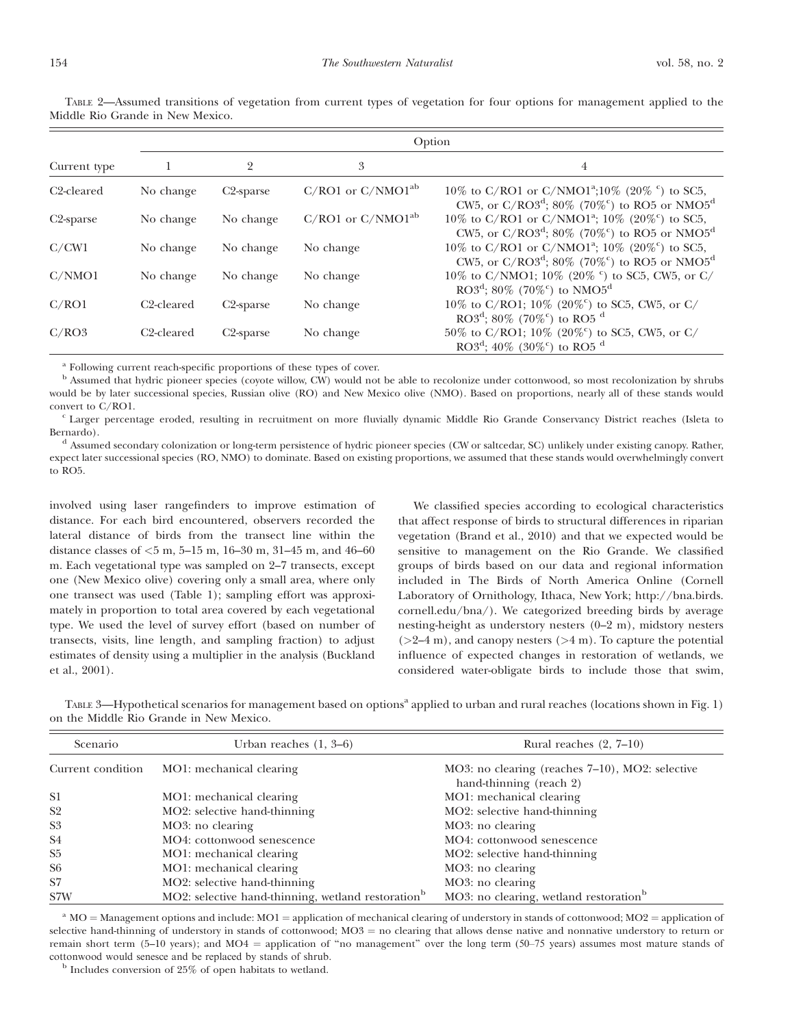TABLE 2—Assumed transitions of vegetation from current types of vegetation for four options for management applied to the Middle Rio Grande in New Mexico.

| Current type | Option | | | |
|---|---|---|---|---|
| | 1 | 2 | 3 | 4 |
| C2-cleared | No change | C2-sparse | C/RO1 or C/NMO1[ab] | 10% to C/RO1 or C/NMO1[a]; 10% (20% [c]) to SC5, CW5, or C/RO3[d]; 80% (70%[c]) to RO5 or NMO5[d] |
| C2-sparse | No change | No change | C/RO1 or C/NMO1[ab] | 10% to C/RO1 or C/NMO1[a]; 10% (20%[c]) to SC5, CW5, or C/RO3[d]; 80% (70%[c]) to RO5 or NMO5[d] |
| C/CW1 | No change | No change | No change | 10% to C/RO1 or C/NMO1[a]; 10% (20%[c]) to SC5, CW5, or C/RO3[d]; 80% (70%[c]) to RO5 or NMO5[d] |
| C/NMO1 | No change | No change | No change | 10% to C/NMO1; 10% (20% [c]) to SC5, CW5, or C/RO3[d]; 80% (70%[c]) to NMO5[d] |
| C/RO1 | C2-cleared | C2-sparse | No change | 10% to C/RO1; 10% (20%[c]) to SC5, CW5, or C/RO3[d]; 80% (70%[c]) to RO5 [d] |
| C/RO3 | C2-cleared | C2-sparse | No change | 50% to C/RO1; 10% (20%[c]) to SC5, CW5, or C/RO3[d]; 40% (30%[c]) to RO5 [d] |

[a] Following current reach-specific proportions of these types of cover.

[b] Assumed that hydric pioneer species (coyote willow, CW) would not be able to recolonize under cottonwood, so most recolonization by shrubs would be by later successional species, Russian olive (RO) and New Mexico olive (NMO). Based on proportions, nearly all of these stands would convert to C/RO1.

[c] Larger percentage eroded, resulting in recruitment on more fluvially dynamic Middle Rio Grande Conservancy District reaches (Isleta to Bernardo).

[d] Assumed secondary colonization or long-term persistence of hydric pioneer species (CW or saltcedar, SC) unlikely under existing canopy. Rather, expect later successional species (RO, NMO) to dominate. Based on existing proportions, we assumed that these stands would overwhelmingly convert to RO5.

involved using laser rangefinders to improve estimation of distance. For each bird encountered, observers recorded the lateral distance of birds from the transect line within the distance classes of <5 m, 5–15 m, 16–30 m, 31–45 m, and 46–60 m. Each vegetational type was sampled on 2–7 transects, except one (New Mexico olive) covering only a small area, where only one transect was used (Table 1); sampling effort was approximately in proportion to total area covered by each vegetational type. We used the level of survey effort (based on number of transects, visits, line length, and sampling fraction) to adjust estimates of density using a multiplier in the analysis (Buckland et al., 2001).

We classified species according to ecological characteristics that affect response of birds to structural differences in riparian vegetation (Brand et al., 2010) and that we expected would be sensitive to management on the Rio Grande. We classified groups of birds based on our data and regional information included in The Birds of North America Online (Cornell Laboratory of Ornithology, Ithaca, New York; http://bna.birds.cornell.edu/bna/). We categorized breeding birds by average nesting-height as understory nesters (0–2 m), midstory nesters (>2–4 m), and canopy nesters (>4 m). To capture the potential influence of expected changes in restoration of wetlands, we considered water-obligate birds to include those that swim,

TABLE 3—Hypothetical scenarios for management based on options[a] applied to urban and rural reaches (locations shown in Fig. 1) on the Middle Rio Grande in New Mexico.

| Scenario | Urban reaches (1, 3–6) | Rural reaches (2, 7–10) |
|---|---|---|
| Current condition | MO1: mechanical clearing | MO3: no clearing (reaches 7–10), MO2: selective hand-thinning (reach 2) |
| S1 | MO1: mechanical clearing | MO1: mechanical clearing |
| S2 | MO2: selective hand-thinning | MO2: selective hand-thinning |
| S3 | MO3: no clearing | MO3: no clearing |
| S4 | MO4: cottonwood senescence | MO4: cottonwood senescence |
| S5 | MO1: mechanical clearing | MO2: selective hand-thinning |
| S6 | MO1: mechanical clearing | MO3: no clearing |
| S7 | MO2: selective hand-thinning | MO3: no clearing |
| S7W | MO2: selective hand-thinning, wetland restoration[b] | MO3: no clearing, wetland restoration[b] |

[a] MO = Management options and include: MO1 = application of mechanical clearing of understory in stands of cottonwood; MO2 = application of selective hand-thinning of understory in stands of cottonwood; MO3 = no clearing that allows dense native and nonnative understory to return or remain short term (5–10 years); and MO4 = application of "no management" over the long term (50–75 years) assumes most mature stands of cottonwood would senesce and be replaced by stands of shrub.

[b] Includes conversion of 25% of open habitats to wetland.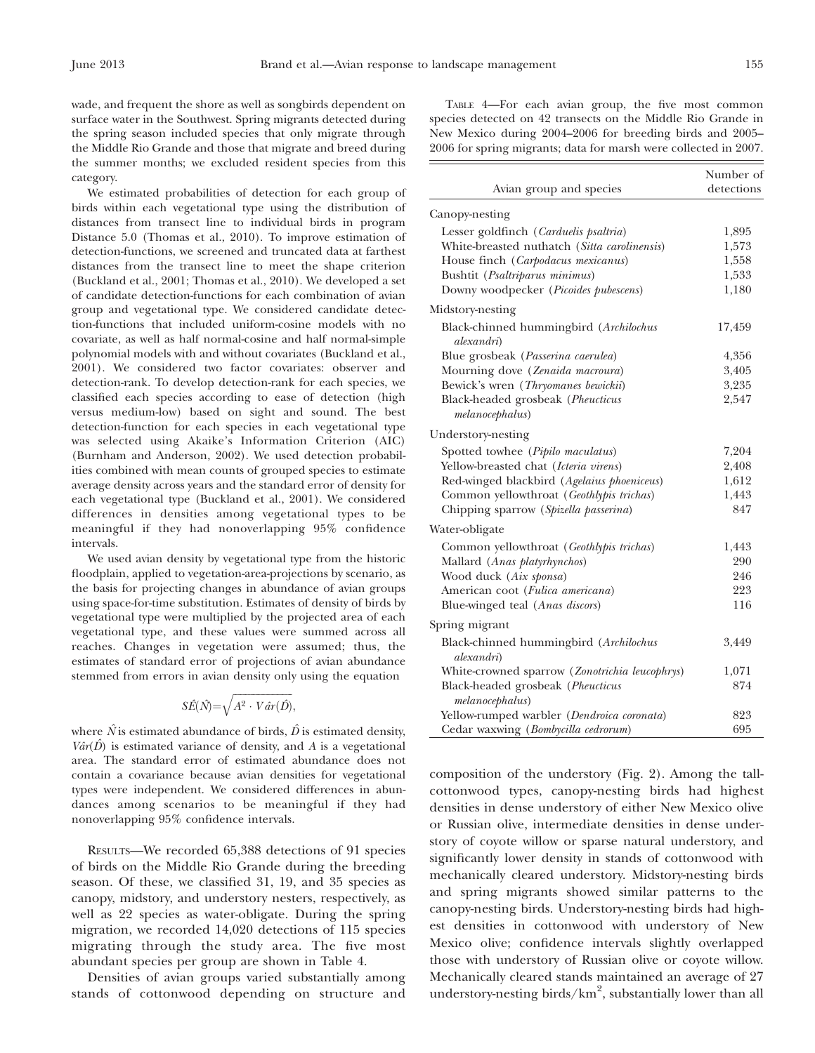wade, and frequent the shore as well as songbirds dependent on surface water in the Southwest. Spring migrants detected during the spring season included species that only migrate through the Middle Rio Grande and those that migrate and breed during the summer months; we excluded resident species from this category.

We estimated probabilities of detection for each group of birds within each vegetational type using the distribution of distances from transect line to individual birds in program Distance 5.0 (Thomas et al., 2010). To improve estimation of detection-functions, we screened and truncated data at farthest distances from the transect line to meet the shape criterion (Buckland et al., 2001; Thomas et al., 2010). We developed a set of candidate detection-functions for each combination of avian group and vegetational type. We considered candidate detection-functions that included uniform-cosine models with no covariate, as well as half normal-cosine and half normal-simple polynomial models with and without covariates (Buckland et al., 2001). We considered two factor covariates: observer and detection-rank. To develop detection-rank for each species, we classified each species according to ease of detection (high versus medium-low) based on sight and sound. The best detection-function for each species in each vegetational type was selected using Akaike's Information Criterion (AIC) (Burnham and Anderson, 2002). We used detection probabilities combined with mean counts of grouped species to estimate average density across years and the standard error of density for each vegetational type (Buckland et al., 2001). We considered differences in densities among vegetational types to be meaningful if they had nonoverlapping 95% confidence intervals.

We used avian density by vegetational type from the historic floodplain, applied to vegetation-area-projections by scenario, as the basis for projecting changes in abundance of avian groups using space-for-time substitution. Estimates of density of birds by vegetational type were multiplied by the projected area of each vegetational type, and these values were summed across all reaches. Changes in vegetation were assumed; thus, the estimates of standard error of projections of avian abundance stemmed from errors in avian density only using the equation

$$S\hat{E}(\hat{N}) = \sqrt{A^2 \cdot V\hat{a}r(\hat{D})},$$

where $\hat{N}$ is estimated abundance of birds, $\hat{D}$ is estimated density, $V\hat{a}r(\hat{D})$ is estimated variance of density, and $A$ is a vegetational area. The standard error of estimated abundance does not contain a covariance because avian densities for vegetational types were independent. We considered differences in abundances among scenarios to be meaningful if they had nonoverlapping 95% confidence intervals.

Results—We recorded 65,388 detections of 91 species of birds on the Middle Rio Grande during the breeding season. Of these, we classified 31, 19, and 35 species as canopy, midstory, and understory nesters, respectively, as well as 22 species as water-obligate. During the spring migration, we recorded 14,020 detections of 115 species migrating through the study area. The five most abundant species per group are shown in Table 4.

Densities of avian groups varied substantially among stands of cottonwood depending on structure and composition of the understory (Fig. 2). Among the tall-cottonwood types, canopy-nesting birds had highest densities in dense understory of either New Mexico olive or Russian olive, intermediate densities in dense understory of coyote willow or sparse natural understory, and significantly lower density in stands of cottonwood with mechanically cleared understory. Midstory-nesting birds and spring migrants showed similar patterns to the canopy-nesting birds. Understory-nesting birds had highest densities in cottonwood with understory of New Mexico olive; confidence intervals slightly overlapped those with understory of Russian olive or coyote willow. Mechanically cleared stands maintained an average of 27 understory-nesting birds/km$^2$, substantially lower than all

Table 4—For each avian group, the five most common species detected on 42 transects on the Middle Rio Grande in New Mexico during 2004–2006 for breeding birds and 2005–2006 for spring migrants; data for marsh were collected in 2007.

| Avian group and species | Number of detections |
|---|---|
| **Canopy-nesting** | |
| Lesser goldfinch (*Carduelis psaltria*) | 1,895 |
| White-breasted nuthatch (*Sitta carolinensis*) | 1,573 |
| House finch (*Carpodacus mexicanus*) | 1,558 |
| Bushtit (*Psaltriparus minimus*) | 1,533 |
| Downy woodpecker (*Picoides pubescens*) | 1,180 |
| **Midstory-nesting** | |
| Black-chinned hummingbird (*Archilochus alexandri*) | 17,459 |
| Blue grosbeak (*Passerina caerulea*) | 4,356 |
| Mourning dove (*Zenaida macroura*) | 3,405 |
| Bewick's wren (*Thryomanes bewickii*) | 3,235 |
| Black-headed grosbeak (*Pheucticus melanocephalus*) | 2,547 |
| **Understory-nesting** | |
| Spotted towhee (*Pipilo maculatus*) | 7,204 |
| Yellow-breasted chat (*Icteria virens*) | 2,408 |
| Red-winged blackbird (*Agelaius phoeniceus*) | 1,612 |
| Common yellowthroat (*Geothlypis trichas*) | 1,443 |
| Chipping sparrow (*Spizella passerina*) | 847 |
| **Water-obligate** | |
| Common yellowthroat (*Geothlypis trichas*) | 1,443 |
| Mallard (*Anas platyrhynchos*) | 290 |
| Wood duck (*Aix sponsa*) | 246 |
| American coot (*Fulica americana*) | 223 |
| Blue-winged teal (*Anas discors*) | 116 |
| **Spring migrant** | |
| Black-chinned hummingbird (*Archilochus alexandri*) | 3,449 |
| White-crowned sparrow (*Zonotrichia leucophrys*) | 1,071 |
| Black-headed grosbeak (*Pheucticus melanocephalus*) | 874 |
| Yellow-rumped warbler (*Dendroica coronata*) | 823 |
| Cedar waxwing (*Bombycilla cedrorum*) | 695 |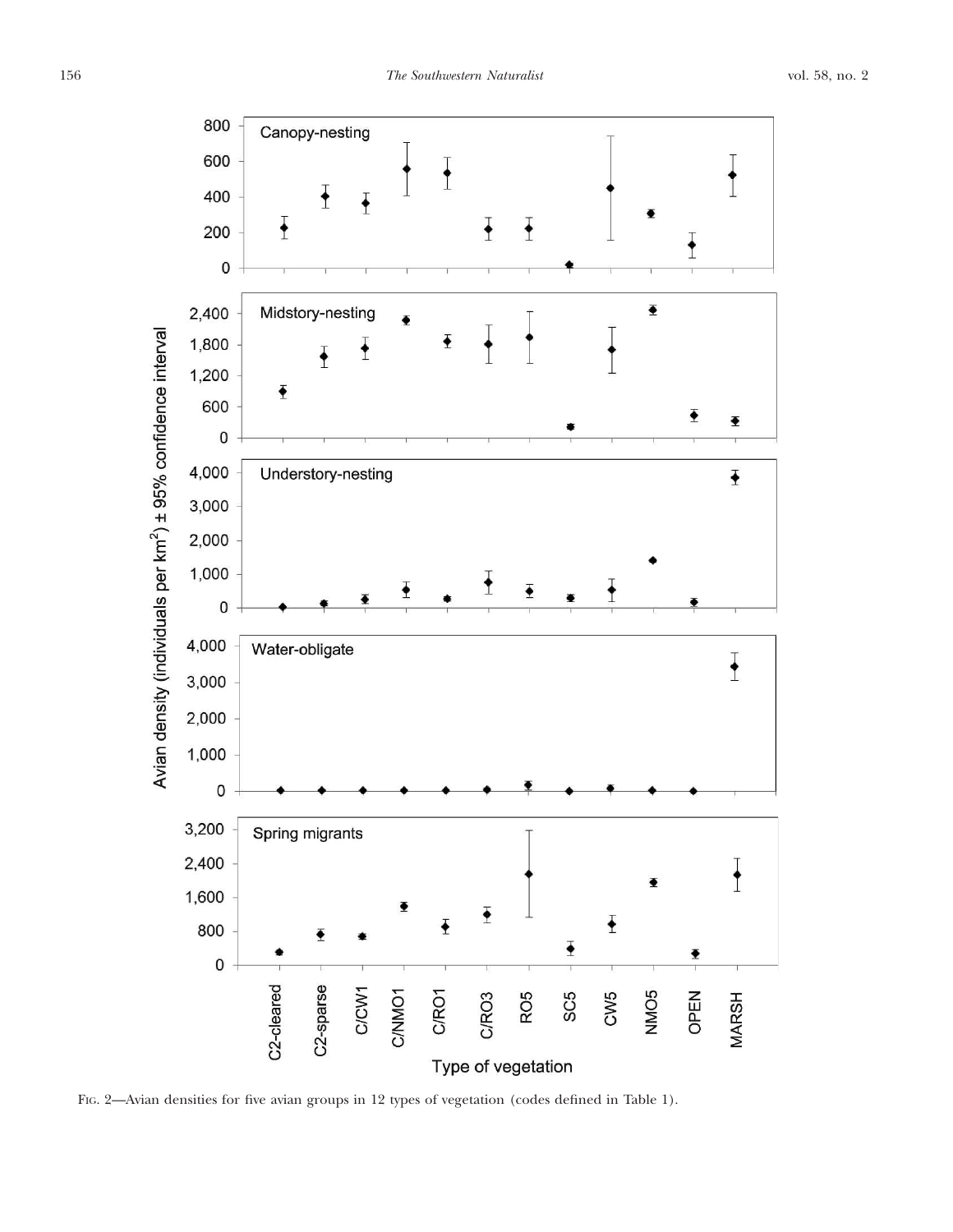Fig. 2—Avian densities for five avian groups in 12 types of vegetation (codes defined in Table 1).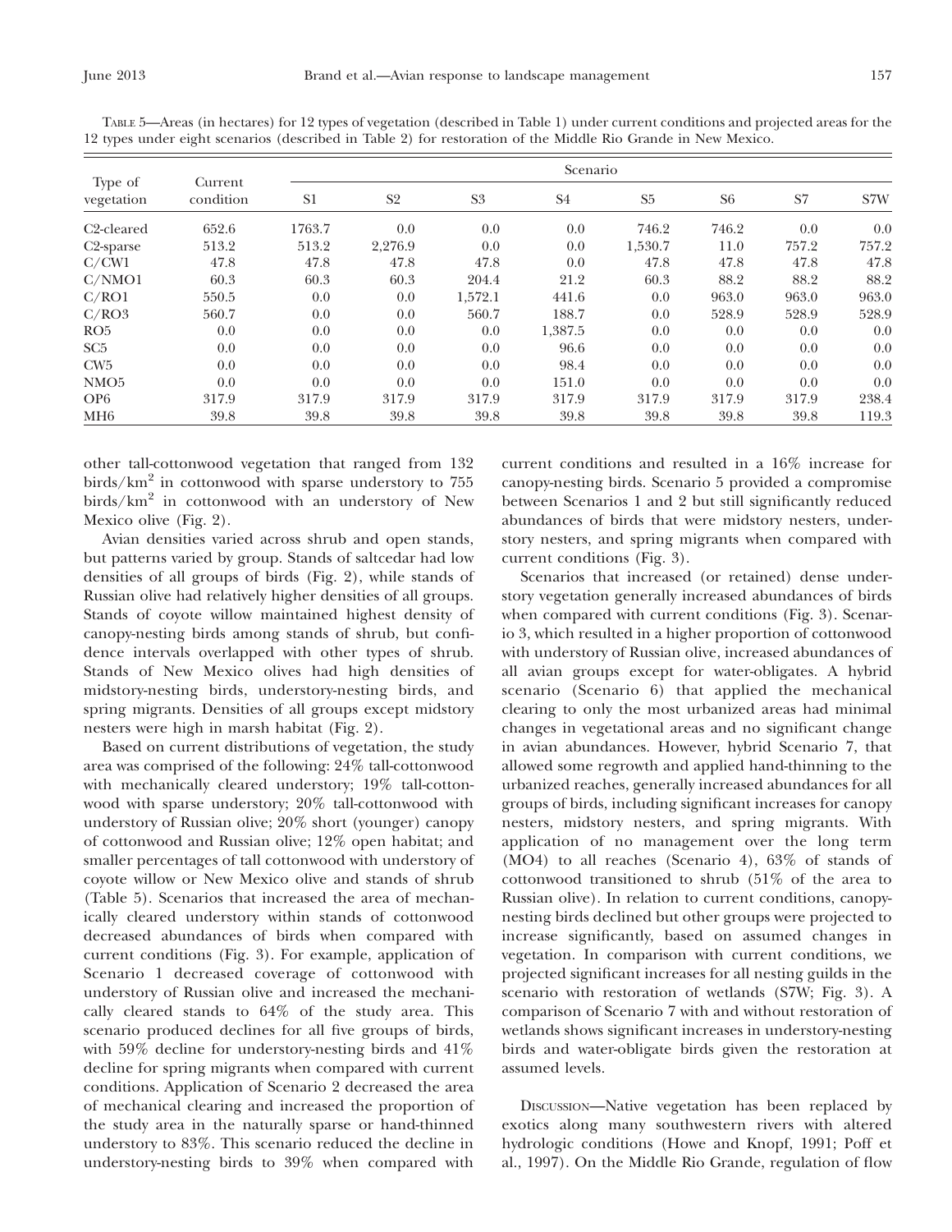TABLE 5—Areas (in hectares) for 12 types of vegetation (described in Table 1) under current conditions and projected areas for the 12 types under eight scenarios (described in Table 2) for restoration of the Middle Rio Grande in New Mexico.

| Type of vegetation | Current condition | Scenario | | | | | | | |
|---|---|---|---|---|---|---|---|---|---|
| | | S1 | S2 | S3 | S4 | S5 | S6 | S7 | S7W |
| C2-cleared | 652.6 | 1763.7 | 0.0 | 0.0 | 0.0 | 746.2 | 746.2 | 0.0 | 0.0 |
| C2-sparse | 513.2 | 513.2 | 2,276.9 | 0.0 | 0.0 | 1,530.7 | 11.0 | 757.2 | 757.2 |
| C/CW1 | 47.8 | 47.8 | 47.8 | 47.8 | 0.0 | 47.8 | 47.8 | 47.8 | 47.8 |
| C/NMO1 | 60.3 | 60.3 | 60.3 | 204.4 | 21.2 | 60.3 | 88.2 | 88.2 | 88.2 |
| C/RO1 | 550.5 | 0.0 | 0.0 | 1,572.1 | 441.6 | 0.0 | 963.0 | 963.0 | 963.0 |
| C/RO3 | 560.7 | 0.0 | 0.0 | 560.7 | 188.7 | 0.0 | 528.9 | 528.9 | 528.9 |
| RO5 | 0.0 | 0.0 | 0.0 | 0.0 | 1,387.5 | 0.0 | 0.0 | 0.0 | 0.0 |
| SC5 | 0.0 | 0.0 | 0.0 | 0.0 | 96.6 | 0.0 | 0.0 | 0.0 | 0.0 |
| CW5 | 0.0 | 0.0 | 0.0 | 0.0 | 98.4 | 0.0 | 0.0 | 0.0 | 0.0 |
| NMO5 | 0.0 | 0.0 | 0.0 | 0.0 | 151.0 | 0.0 | 0.0 | 0.0 | 0.0 |
| OP6 | 317.9 | 317.9 | 317.9 | 317.9 | 317.9 | 317.9 | 317.9 | 317.9 | 238.4 |
| MH6 | 39.8 | 39.8 | 39.8 | 39.8 | 39.8 | 39.8 | 39.8 | 39.8 | 119.3 |

other tall-cottonwood vegetation that ranged from 132 birds/km$^2$ in cottonwood with sparse understory to 755 birds/km$^2$ in cottonwood with an understory of New Mexico olive (Fig. 2).

Avian densities varied across shrub and open stands, but patterns varied by group. Stands of saltcedar had low densities of all groups of birds (Fig. 2), while stands of Russian olive had relatively higher densities of all groups. Stands of coyote willow maintained highest density of canopy-nesting birds among stands of shrub, but confidence intervals overlapped with other types of shrub. Stands of New Mexico olives had high densities of midstory-nesting birds, understory-nesting birds, and spring migrants. Densities of all groups except midstory nesters were high in marsh habitat (Fig. 2).

Based on current distributions of vegetation, the study area was comprised of the following: 24% tall-cottonwood with mechanically cleared understory; 19% tall-cottonwood with sparse understory; 20% tall-cottonwood with understory of Russian olive; 20% short (younger) canopy of cottonwood and Russian olive; 12% open habitat; and smaller percentages of tall cottonwood with understory of coyote willow or New Mexico olive and stands of shrub (Table 5). Scenarios that increased the area of mechanically cleared understory within stands of cottonwood decreased abundances of birds when compared with current conditions (Fig. 3). For example, application of Scenario 1 decreased coverage of cottonwood with understory of Russian olive and increased the mechanically cleared stands to 64% of the study area. This scenario produced declines for all five groups of birds, with 59% decline for understory-nesting birds and 41% decline for spring migrants when compared with current conditions. Application of Scenario 2 decreased the area of mechanical clearing and increased the proportion of the study area in the naturally sparse or hand-thinned understory to 83%. This scenario reduced the decline in understory-nesting birds to 39% when compared with current conditions and resulted in a 16% increase for canopy-nesting birds. Scenario 5 provided a compromise between Scenarios 1 and 2 but still significantly reduced abundances of birds that were midstory nesters, understory nesters, and spring migrants when compared with current conditions (Fig. 3).

Scenarios that increased (or retained) dense understory vegetation generally increased abundances of birds when compared with current conditions (Fig. 3). Scenario 3, which resulted in a higher proportion of cottonwood with understory of Russian olive, increased abundances of all avian groups except for water-obligates. A hybrid scenario (Scenario 6) that applied the mechanical clearing to only the most urbanized areas had minimal changes in vegetational areas and no significant change in avian abundances. However, hybrid Scenario 7, that allowed some regrowth and applied hand-thinning to the urbanized reaches, generally increased abundances for all groups of birds, including significant increases for canopy nesters, midstory nesters, and spring migrants. With application of no management over the long term (MO4) to all reaches (Scenario 4), 63% of stands of cottonwood transitioned to shrub (51% of the area to Russian olive). In relation to current conditions, canopy-nesting birds declined but other groups were projected to increase significantly, based on assumed changes in vegetation. In comparison with current conditions, we projected significant increases for all nesting guilds in the scenario with restoration of wetlands (S7W; Fig. 3). A comparison of Scenario 7 with and without restoration of wetlands shows significant increases in understory-nesting birds and water-obligate birds given the restoration at assumed levels.

DISCUSSION—Native vegetation has been replaced by exotics along many southwestern rivers with altered hydrologic conditions (Howe and Knopf, 1991; Poff et al., 1997). On the Middle Rio Grande, regulation of flow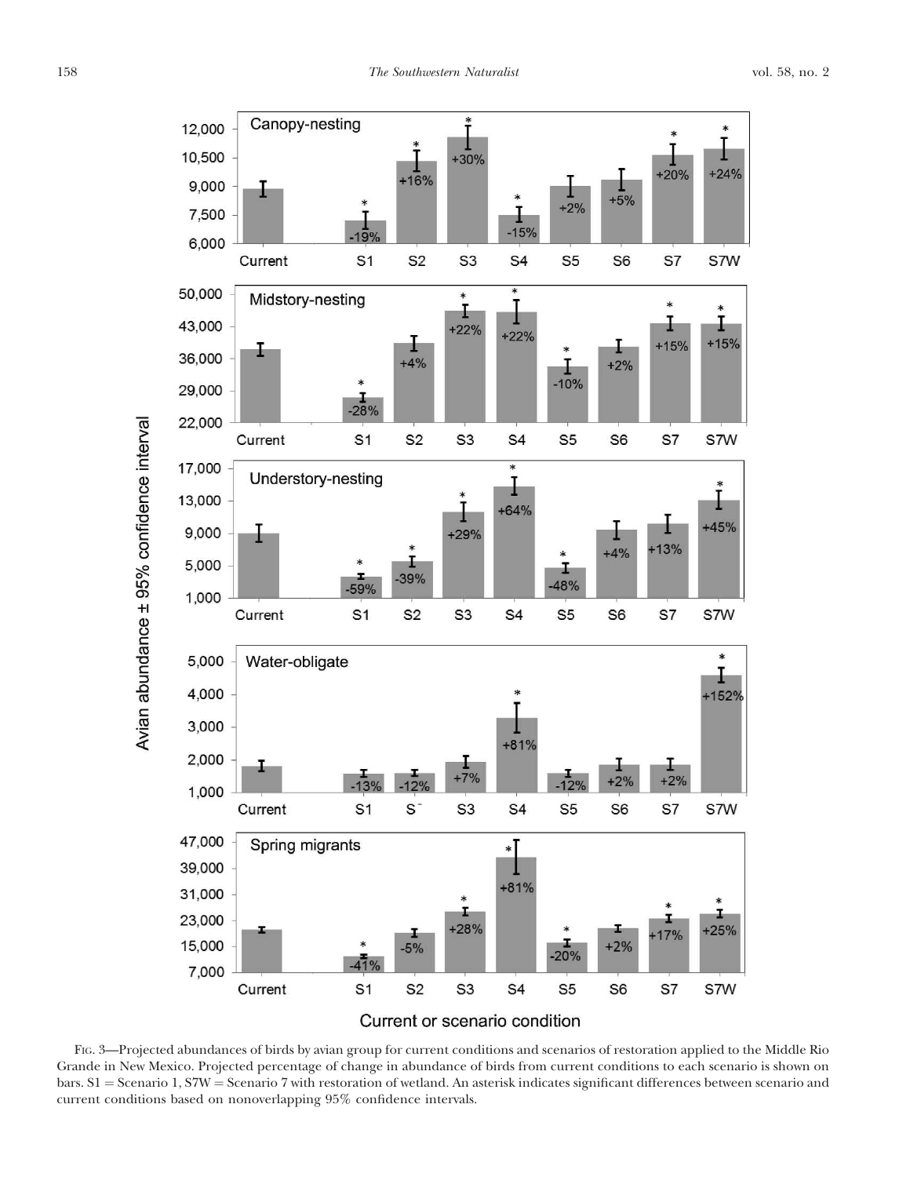Fig. 3—Projected abundances of birds by avian group for current conditions and scenarios of restoration applied to the Middle Rio Grande in New Mexico. Projected percentage of change in abundance of birds from current conditions to each scenario is shown on bars. S1 = Scenario 1, S7W = Scenario 7 with restoration of wetland. An asterisk indicates significant differences between scenario and current conditions based on nonoverlapping 95% confidence intervals.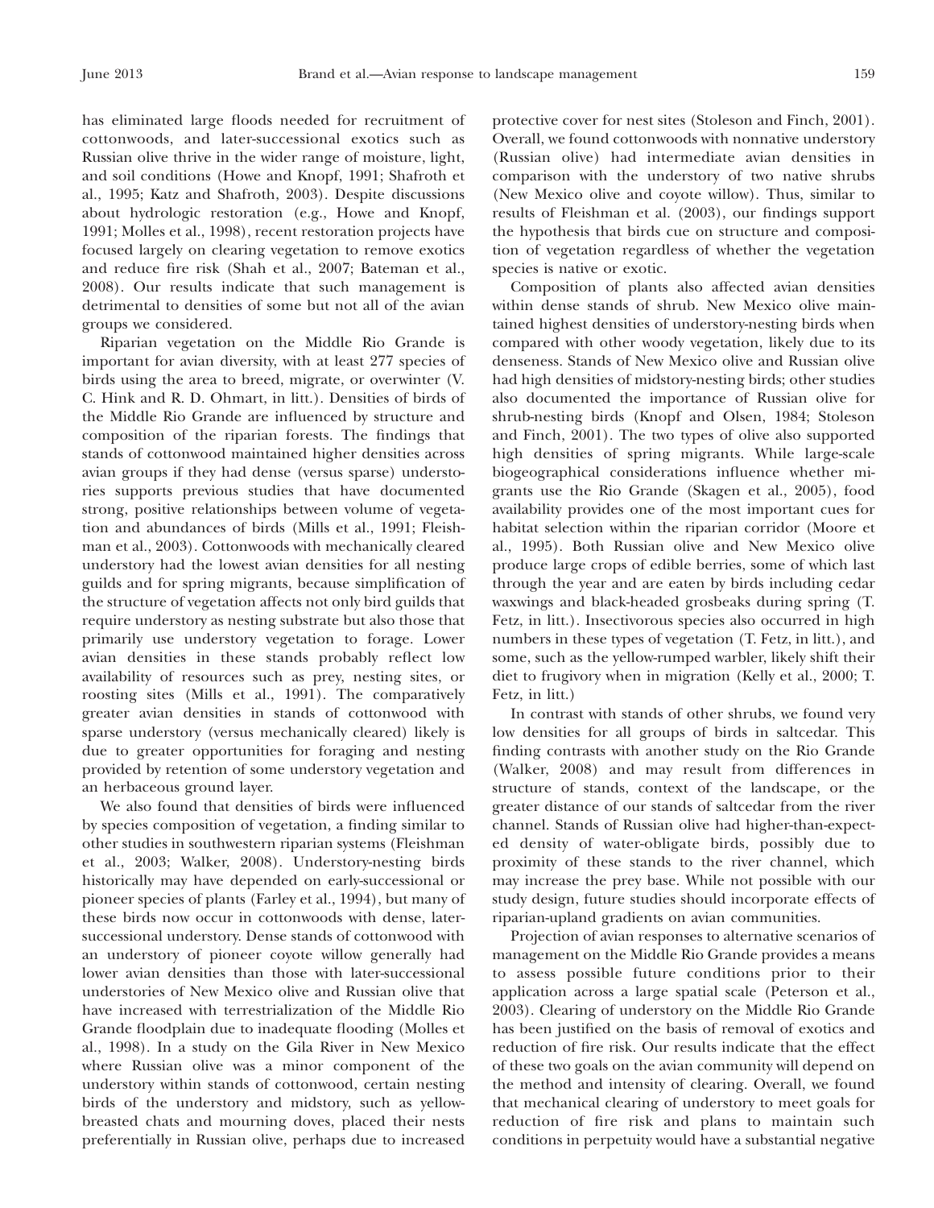has eliminated large floods needed for recruitment of cottonwoods, and later-successional exotics such as Russian olive thrive in the wider range of moisture, light, and soil conditions (Howe and Knopf, 1991; Shafroth et al., 1995; Katz and Shafroth, 2003). Despite discussions about hydrologic restoration (e.g., Howe and Knopf, 1991; Molles et al., 1998), recent restoration projects have focused largely on clearing vegetation to remove exotics and reduce fire risk (Shah et al., 2007; Bateman et al., 2008). Our results indicate that such management is detrimental to densities of some but not all of the avian groups we considered.

Riparian vegetation on the Middle Rio Grande is important for avian diversity, with at least 277 species of birds using the area to breed, migrate, or overwinter (V. C. Hink and R. D. Ohmart, in litt.). Densities of birds of the Middle Rio Grande are influenced by structure and composition of the riparian forests. The findings that stands of cottonwood maintained higher densities across avian groups if they had dense (versus sparse) understories supports previous studies that have documented strong, positive relationships between volume of vegetation and abundances of birds (Mills et al., 1991; Fleishman et al., 2003). Cottonwoods with mechanically cleared understory had the lowest avian densities for all nesting guilds and for spring migrants, because simplification of the structure of vegetation affects not only bird guilds that require understory as nesting substrate but also those that primarily use understory vegetation to forage. Lower avian densities in these stands probably reflect low availability of resources such as prey, nesting sites, or roosting sites (Mills et al., 1991). The comparatively greater avian densities in stands of cottonwood with sparse understory (versus mechanically cleared) likely is due to greater opportunities for foraging and nesting provided by retention of some understory vegetation and an herbaceous ground layer.

We also found that densities of birds were influenced by species composition of vegetation, a finding similar to other studies in southwestern riparian systems (Fleishman et al., 2003; Walker, 2008). Understory-nesting birds historically may have depended on early-successional or pioneer species of plants (Farley et al., 1994), but many of these birds now occur in cottonwoods with dense, later-successional understory. Dense stands of cottonwood with an understory of pioneer coyote willow generally had lower avian densities than those with later-successional understories of New Mexico olive and Russian olive that have increased with terrestrialization of the Middle Rio Grande floodplain due to inadequate flooding (Molles et al., 1998). In a study on the Gila River in New Mexico where Russian olive was a minor component of the understory within stands of cottonwood, certain nesting birds of the understory and midstory, such as yellow-breasted chats and mourning doves, placed their nests preferentially in Russian olive, perhaps due to increased protective cover for nest sites (Stoleson and Finch, 2001). Overall, we found cottonwoods with nonnative understory (Russian olive) had intermediate avian densities in comparison with the understory of two native shrubs (New Mexico olive and coyote willow). Thus, similar to results of Fleishman et al. (2003), our findings support the hypothesis that birds cue on structure and composition of vegetation regardless of whether the vegetation species is native or exotic.

Composition of plants also affected avian densities within dense stands of shrub. New Mexico olive maintained highest densities of understory-nesting birds when compared with other woody vegetation, likely due to its denseness. Stands of New Mexico olive and Russian olive had high densities of midstory-nesting birds; other studies also documented the importance of Russian olive for shrub-nesting birds (Knopf and Olsen, 1984; Stoleson and Finch, 2001). The two types of olive also supported high densities of spring migrants. While large-scale biogeographical considerations influence whether migrants use the Rio Grande (Skagen et al., 2005), food availability provides one of the most important cues for habitat selection within the riparian corridor (Moore et al., 1995). Both Russian olive and New Mexico olive produce large crops of edible berries, some of which last through the year and are eaten by birds including cedar waxwings and black-headed grosbeaks during spring (T. Fetz, in litt.). Insectivorous species also occurred in high numbers in these types of vegetation (T. Fetz, in litt.), and some, such as the yellow-rumped warbler, likely shift their diet to frugivory when in migration (Kelly et al., 2000; T. Fetz, in litt.)

In contrast with stands of other shrubs, we found very low densities for all groups of birds in saltcedar. This finding contrasts with another study on the Rio Grande (Walker, 2008) and may result from differences in structure of stands, context of the landscape, or the greater distance of our stands of saltcedar from the river channel. Stands of Russian olive had higher-than-expected density of water-obligate birds, possibly due to proximity of these stands to the river channel, which may increase the prey base. While not possible with our study design, future studies should incorporate effects of riparian-upland gradients on avian communities.

Projection of avian responses to alternative scenarios of management on the Middle Rio Grande provides a means to assess possible future conditions prior to their application across a large spatial scale (Peterson et al., 2003). Clearing of understory on the Middle Rio Grande has been justified on the basis of removal of exotics and reduction of fire risk. Our results indicate that the effect of these two goals on the avian community will depend on the method and intensity of clearing. Overall, we found that mechanical clearing of understory to meet goals for reduction of fire risk and plans to maintain such conditions in perpetuity would have a substantial negative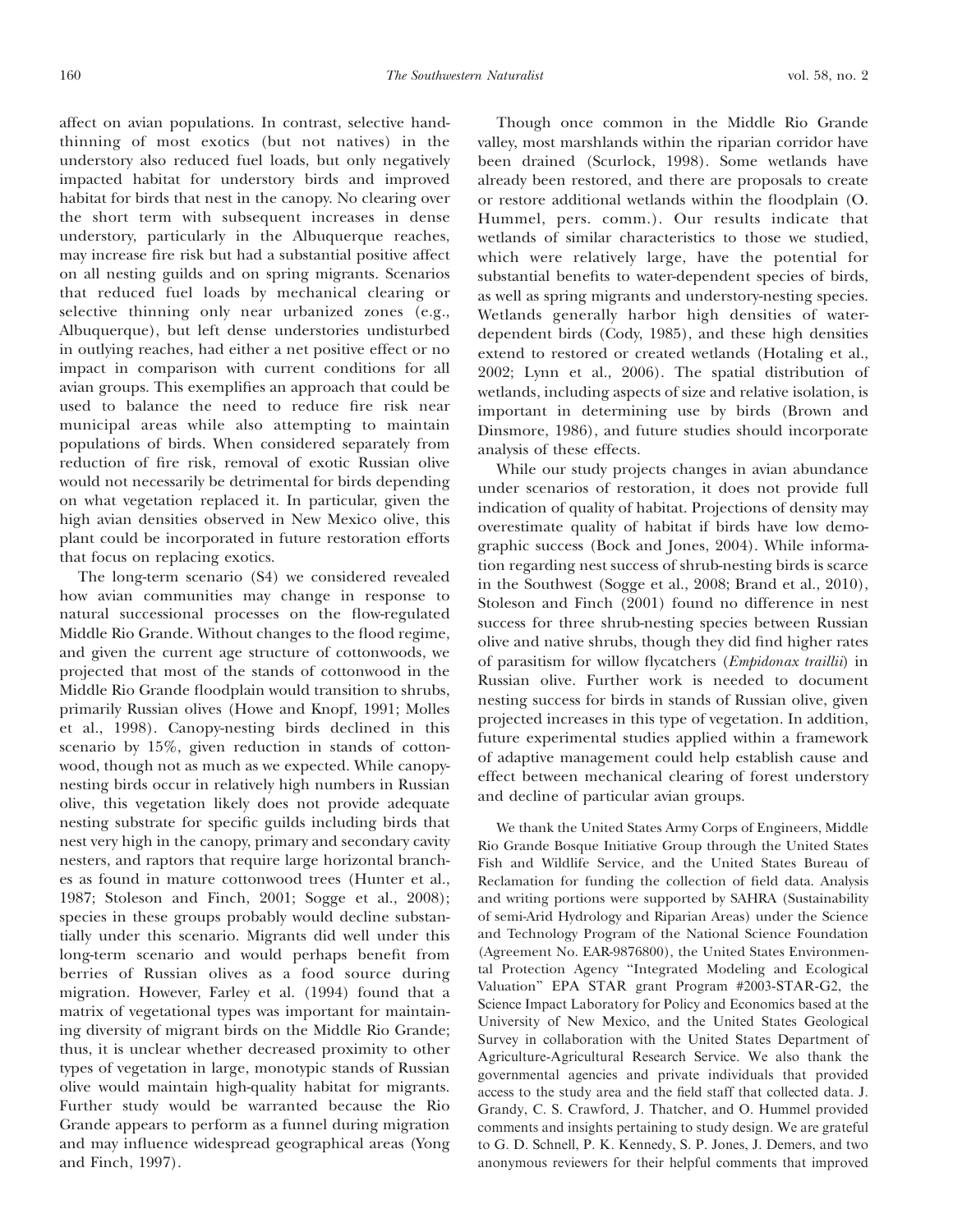affect on avian populations. In contrast, selective hand-thinning of most exotics (but not natives) in the understory also reduced fuel loads, but only negatively impacted habitat for understory birds and improved habitat for birds that nest in the canopy. No clearing over the short term with subsequent increases in dense understory, particularly in the Albuquerque reaches, may increase fire risk but had a substantial positive affect on all nesting guilds and on spring migrants. Scenarios that reduced fuel loads by mechanical clearing or selective thinning only near urbanized zones (e.g., Albuquerque), but left dense understories undisturbed in outlying reaches, had either a net positive effect or no impact in comparison with current conditions for all avian groups. This exemplifies an approach that could be used to balance the need to reduce fire risk near municipal areas while also attempting to maintain populations of birds. When considered separately from reduction of fire risk, removal of exotic Russian olive would not necessarily be detrimental for birds depending on what vegetation replaced it. In particular, given the high avian densities observed in New Mexico olive, this plant could be incorporated in future restoration efforts that focus on replacing exotics.

The long-term scenario (S4) we considered revealed how avian communities may change in response to natural successional processes on the flow-regulated Middle Rio Grande. Without changes to the flood regime, and given the current age structure of cottonwoods, we projected that most of the stands of cottonwood in the Middle Rio Grande floodplain would transition to shrubs, primarily Russian olives (Howe and Knopf, 1991; Molles et al., 1998). Canopy-nesting birds declined in this scenario by 15%, given reduction in stands of cottonwood, though not as much as we expected. While canopy-nesting birds occur in relatively high numbers in Russian olive, this vegetation likely does not provide adequate nesting substrate for specific guilds including birds that nest very high in the canopy, primary and secondary cavity nesters, and raptors that require large horizontal branches as found in mature cottonwood trees (Hunter et al., 1987; Stoleson and Finch, 2001; Sogge et al., 2008); species in these groups probably would decline substantially under this scenario. Migrants did well under this long-term scenario and would perhaps benefit from berries of Russian olives as a food source during migration. However, Farley et al. (1994) found that a matrix of vegetational types was important for maintaining diversity of migrant birds on the Middle Rio Grande; thus, it is unclear whether decreased proximity to other types of vegetation in large, monotypic stands of Russian olive would maintain high-quality habitat for migrants. Further study would be warranted because the Rio Grande appears to perform as a funnel during migration and may influence widespread geographical areas (Yong and Finch, 1997).

Though once common in the Middle Rio Grande valley, most marshlands within the riparian corridor have been drained (Scurlock, 1998). Some wetlands have already been restored, and there are proposals to create or restore additional wetlands within the floodplain (O. Hummel, pers. comm.). Our results indicate that wetlands of similar characteristics to those we studied, which were relatively large, have the potential for substantial benefits to water-dependent species of birds, as well as spring migrants and understory-nesting species. Wetlands generally harbor high densities of water-dependent birds (Cody, 1985), and these high densities extend to restored or created wetlands (Hotaling et al., 2002; Lynn et al., 2006). The spatial distribution of wetlands, including aspects of size and relative isolation, is important in determining use by birds (Brown and Dinsmore, 1986), and future studies should incorporate analysis of these effects.

While our study projects changes in avian abundance under scenarios of restoration, it does not provide full indication of quality of habitat. Projections of density may overestimate quality of habitat if birds have low demographic success (Bock and Jones, 2004). While information regarding nest success of shrub-nesting birds is scarce in the Southwest (Sogge et al., 2008; Brand et al., 2010), Stoleson and Finch (2001) found no difference in nest success for three shrub-nesting species between Russian olive and native shrubs, though they did find higher rates of parasitism for willow flycatchers (*Empidonax traillii*) in Russian olive. Further work is needed to document nesting success for birds in stands of Russian olive, given projected increases in this type of vegetation. In addition, future experimental studies applied within a framework of adaptive management could help establish cause and effect between mechanical clearing of forest understory and decline of particular avian groups.

We thank the United States Army Corps of Engineers, Middle Rio Grande Bosque Initiative Group through the United States Fish and Wildlife Service, and the United States Bureau of Reclamation for funding the collection of field data. Analysis and writing portions were supported by SAHRA (Sustainability of semi-Arid Hydrology and Riparian Areas) under the Science and Technology Program of the National Science Foundation (Agreement No. EAR-9876800), the United States Environmental Protection Agency "Integrated Modeling and Ecological Valuation" EPA STAR grant Program #2003-STAR-G2, the Science Impact Laboratory for Policy and Economics based at the University of New Mexico, and the United States Geological Survey in collaboration with the United States Department of Agriculture-Agricultural Research Service. We also thank the governmental agencies and private individuals that provided access to the study area and the field staff that collected data. J. Grandy, C. S. Crawford, J. Thatcher, and O. Hummel provided comments and insights pertaining to study design. We are grateful to G. D. Schnell, P. K. Kennedy, S. P. Jones, J. Demers, and two anonymous reviewers for their helpful comments that improved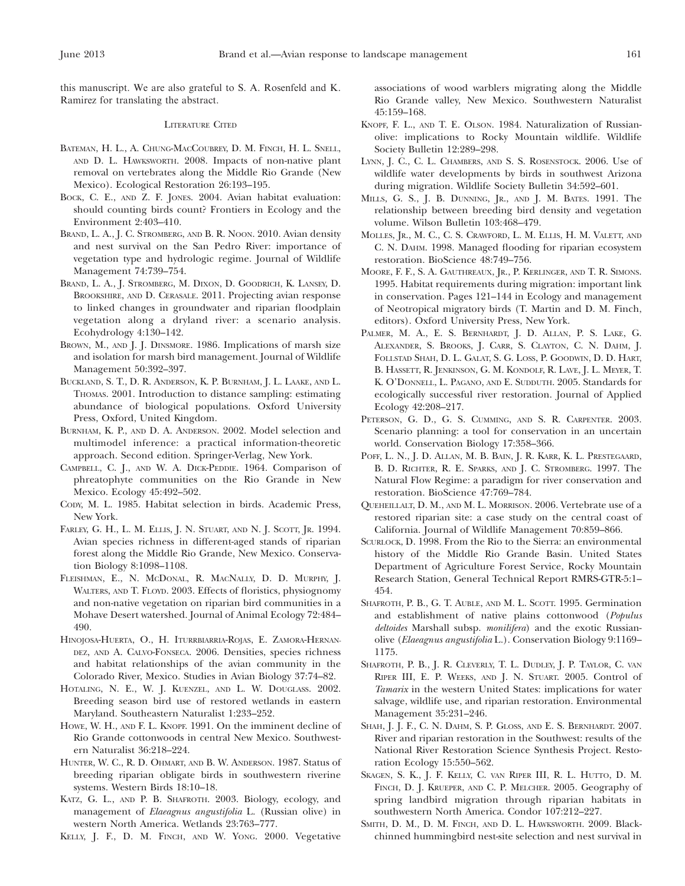this manuscript. We are also grateful to S. A. Rosenfeld and K. Ramirez for translating the abstract.

## Literature Cited

Bateman, H. L., A. Chung-MacCoubrey, D. M. Finch, H. L. Snell, and D. L. Hawksworth. 2008. Impacts of non-native plant removal on vertebrates along the Middle Rio Grande (New Mexico). Ecological Restoration 26:193–195.

Bock, C. E., and Z. F. Jones. 2004. Avian habitat evaluation: should counting birds count? Frontiers in Ecology and the Environment 2:403–410.

Brand, L. A., J. C. Stromberg, and B. R. Noon. 2010. Avian density and nest survival on the San Pedro River: importance of vegetation type and hydrologic regime. Journal of Wildlife Management 74:739–754.

Brand, L. A., J. Stromberg, M. Dixon, D. Goodrich, K. Lansey, D. Brookshire, and D. Cerasale. 2011. Projecting avian response to linked changes in groundwater and riparian floodplain vegetation along a dryland river: a scenario analysis. Ecohydrology 4:130–142.

Brown, M., and J. J. Dinsmore. 1986. Implications of marsh size and isolation for marsh bird management. Journal of Wildlife Management 50:392–397.

Buckland, S. T., D. R. Anderson, K. P. Burnham, J. L. Laake, and L. Thomas. 2001. Introduction to distance sampling: estimating abundance of biological populations. Oxford University Press, Oxford, United Kingdom.

Burnham, K. P., and D. A. Anderson. 2002. Model selection and multimodel inference: a practical information-theoretic approach. Second edition. Springer-Verlag, New York.

Campbell, C. J., and W. A. Dick-Peddie. 1964. Comparison of phreatophyte communities on the Rio Grande in New Mexico. Ecology 45:492–502.

Cody, M. L. 1985. Habitat selection in birds. Academic Press, New York.

Farley, G. H., L. M. Ellis, J. N. Stuart, and N. J. Scott, Jr. 1994. Avian species richness in different-aged stands of riparian forest along the Middle Rio Grande, New Mexico. Conservation Biology 8:1098–1108.

Fleishman, E., N. McDonal, R. MacNally, D. D. Murphy, J. Walters, and T. Floyd. 2003. Effects of floristics, physiognomy and non-native vegetation on riparian bird communities in a Mohave Desert watershed. Journal of Animal Ecology 72:484–490.

Hinojosa-Huerta, O., H. Iturrbiarria-Rojas, E. Zamora-Hernandez, and A. Calvo-Fonseca. 2006. Densities, species richness and habitat relationships of the avian community in the Colorado River, Mexico. Studies in Avian Biology 37:74–82.

Hotaling, N. E., W. J. Kuenzel, and L. W. Douglass. 2002. Breeding season bird use of restored wetlands in eastern Maryland. Southeastern Naturalist 1:233–252.

Howe, W. H., and F. L. Knopf. 1991. On the imminent decline of Rio Grande cottonwoods in central New Mexico. Southwestern Naturalist 36:218–224.

Hunter, W. C., R. D. Ohmart, and B. W. Anderson. 1987. Status of breeding riparian obligate birds in southwestern riverine systems. Western Birds 18:10–18.

Katz, G. L., and P. B. Shafroth. 2003. Biology, ecology, and management of *Elaeagnus angustifolia* L. (Russian olive) in western North America. Wetlands 23:763–777.

Kelly, J. F., D. M. Finch, and W. Yong. 2000. Vegetative associations of wood warblers migrating along the Middle Rio Grande valley, New Mexico. Southwestern Naturalist 45:159–168.

Knopf, F. L., and T. E. Olson. 1984. Naturalization of Russian-olive: implications to Rocky Mountain wildlife. Wildlife Society Bulletin 12:289–298.

Lynn, J. C., C. L. Chambers, and S. S. Rosenstock. 2006. Use of wildlife water developments by birds in southwest Arizona during migration. Wildlife Society Bulletin 34:592–601.

Mills, G. S., J. B. Dunning, Jr., and J. M. Bates. 1991. The relationship between breeding bird density and vegetation volume. Wilson Bulletin 103:468–479.

Molles, Jr., M. C., C. S. Crawford, L. M. Ellis, H. M. Valett, and C. N. Dahm. 1998. Managed flooding for riparian ecosystem restoration. BioScience 48:749–756.

Moore, F. F., S. A. Gauthreaux, Jr., P. Kerlinger, and T. R. Simons. 1995. Habitat requirements during migration: important link in conservation. Pages 121–144 in Ecology and management of Neotropical migratory birds (T. Martin and D. M. Finch, editors). Oxford University Press, New York.

Palmer, M. A., E. S. Bernhardt, J. D. Allan, P. S. Lake, G. Alexander, S. Brooks, J. Carr, S. Clayton, C. N. Dahm, J. Follstad Shah, D. L. Galat, S. G. Loss, P. Goodwin, D. D. Hart, B. Hassett, R. Jenkinson, G. M. Kondolf, R. Lave, J. L. Meyer, T. K. O'Donnell, L. Pagano, and E. Sudduth. 2005. Standards for ecologically successful river restoration. Journal of Applied Ecology 42:208–217.

Peterson, G. D., G. S. Cumming, and S. R. Carpenter. 2003. Scenario planning: a tool for conservation in an uncertain world. Conservation Biology 17:358–366.

Poff, L. N., J. D. Allan, M. B. Bain, J. R. Karr, K. L. Prestegaard, B. D. Richter, R. E. Sparks, and J. C. Stromberg. 1997. The Natural Flow Regime: a paradigm for river conservation and restoration. BioScience 47:769–784.

Queheillalt, D. M., and M. L. Morrison. 2006. Vertebrate use of a restored riparian site: a case study on the central coast of California. Journal of Wildlife Management 70:859–866.

Scurlock, D. 1998. From the Rio to the Sierra: an environmental history of the Middle Rio Grande Basin. United States Department of Agriculture Forest Service, Rocky Mountain Research Station, General Technical Report RMRS-GTR-5:1–454.

Shafroth, P. B., G. T. Auble, and M. L. Scott. 1995. Germination and establishment of native plains cottonwood (*Populus deltoides* Marshall subsp. *monilifera*) and the exotic Russian-olive (*Elaeagnus angustifolia* L.). Conservation Biology 9:1169–1175.

Shafroth, P. B., J. R. Cleverly, T. L. Dudley, J. P. Taylor, C. van Riper III, E. P. Weeks, and J. N. Stuart. 2005. Control of *Tamarix* in the western United States: implications for water salvage, wildlife use, and riparian restoration. Environmental Management 35:231–246.

Shah, J. J. F., C. N. Dahm, S. P. Gloss, and E. S. Bernhardt. 2007. River and riparian restoration in the Southwest: results of the National River Restoration Science Synthesis Project. Restoration Ecology 15:550–562.

Skagen, S. K., J. F. Kelly, C. van Riper III, R. L. Hutto, D. M. Finch, D. J. Krueper, and C. P. Melcher. 2005. Geography of spring landbird migration through riparian habitats in southwestern North America. Condor 107:212–227.

Smith, D. M., D. M. Finch, and D. L. Hawksworth. 2009. Black-chinned hummingbird nest-site selection and nest survival in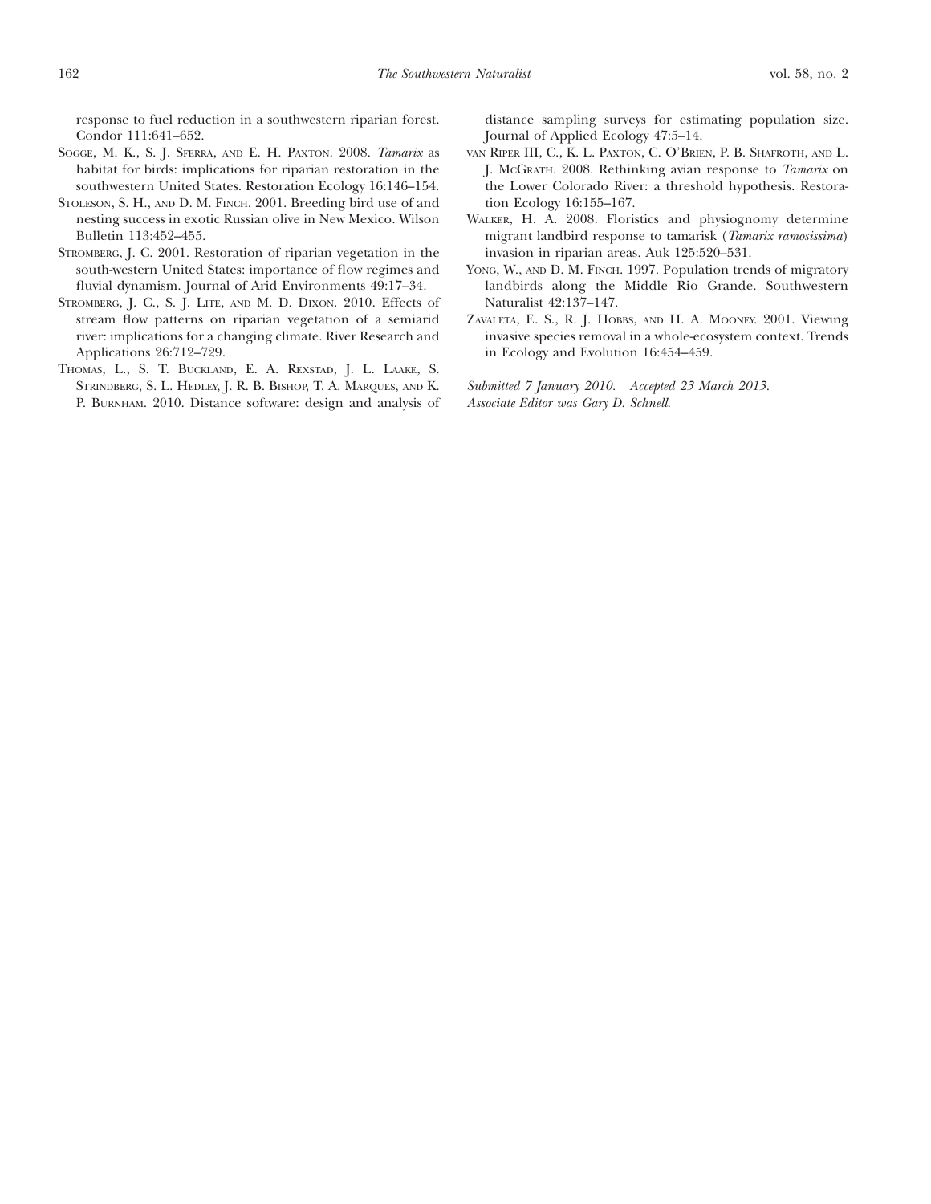response to fuel reduction in a southwestern riparian forest. Condor 111:641–652.

Sogge, M. K., S. J. Sferra, and E. H. Paxton. 2008. *Tamarix* as habitat for birds: implications for riparian restoration in the southwestern United States. Restoration Ecology 16:146–154.

Stoleson, S. H., and D. M. Finch. 2001. Breeding bird use of and nesting success in exotic Russian olive in New Mexico. Wilson Bulletin 113:452–455.

Stromberg, J. C. 2001. Restoration of riparian vegetation in the south-western United States: importance of flow regimes and fluvial dynamism. Journal of Arid Environments 49:17–34.

Stromberg, J. C., S. J. Lite, and M. D. Dixon. 2010. Effects of stream flow patterns on riparian vegetation of a semiarid river: implications for a changing climate. River Research and Applications 26:712–729.

Thomas, L., S. T. Buckland, E. A. Rexstad, J. L. Laake, S. Strindberg, S. L. Hedley, J. R. B. Bishop, T. A. Marques, and K. P. Burnham. 2010. Distance software: design and analysis of distance sampling surveys for estimating population size. Journal of Applied Ecology 47:5–14.

van Riper III, C., K. L. Paxton, C. O'Brien, P. B. Shafroth, and L. J. McGrath. 2008. Rethinking avian response to *Tamarix* on the Lower Colorado River: a threshold hypothesis. Restoration Ecology 16:155–167.

Walker, H. A. 2008. Floristics and physiognomy determine migrant landbird response to tamarisk (*Tamarix ramosissima*) invasion in riparian areas. Auk 125:520–531.

Yong, W., and D. M. Finch. 1997. Population trends of migratory landbirds along the Middle Rio Grande. Southwestern Naturalist 42:137–147.

Zavaleta, E. S., R. J. Hobbs, and H. A. Mooney. 2001. Viewing invasive species removal in a whole-ecosystem context. Trends in Ecology and Evolution 16:454–459.

*Submitted 7 January 2010. Accepted 23 March 2013.*
*Associate Editor was Gary D. Schnell.*